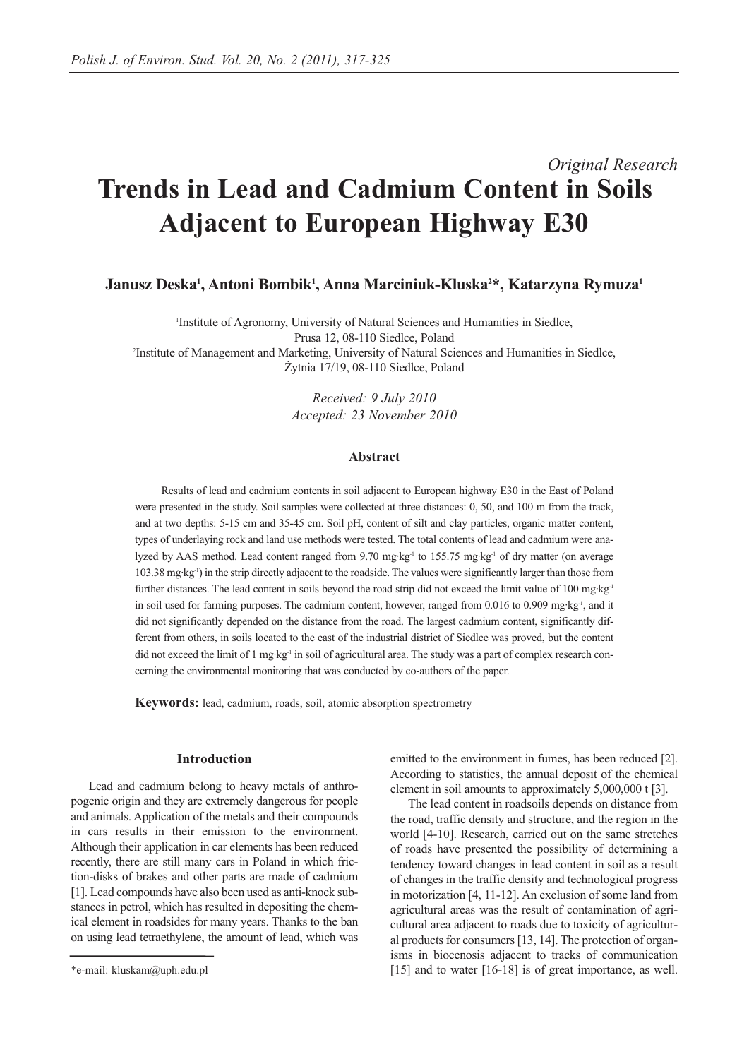*Original Research*

# Trends in Lead and Cadmium Content in Soils Adjacent to European Highway E30

**Janusz Deska[1], Antoni Bombik[1], Anna Marciniuk-Kluska[2]*, Katarzyna Rymuza[1]**

[1]Institute of Agronomy, University of Natural Sciences and Humanities in Siedlce, Prusa 12, 08-110 Siedlce, Poland
[2]Institute of Management and Marketing, University of Natural Sciences and Humanities in Siedlce, Żytnia 17/19, 08-110 Siedlce, Poland

*Received: 9 July 2010*
*Accepted: 23 November 2010*

## Abstract

Results of lead and cadmium contents in soil adjacent to European highway E30 in the East of Poland were presented in the study. Soil samples were collected at three distances: 0, 50, and 100 m from the track, and at two depths: 5-15 cm and 35-45 cm. Soil pH, content of silt and clay particles, organic matter content, types of underlaying rock and land use methods were tested. The total contents of lead and cadmium were analyzed by AAS method. Lead content ranged from 9.70 $mg \cdot kg^{-1}$ to 155.75 $mg \cdot kg^{-1}$ of dry matter (on average 103.38 $mg \cdot kg^{-1}$) in the strip directly adjacent to the roadside. The values were significantly larger than those from further distances. The lead content in soils beyond the road strip did not exceed the limit value of 100 $mg \cdot kg^{-1}$ in soil used for farming purposes. The cadmium content, however, ranged from 0.016 to 0.909 $mg \cdot kg^{-1}$, and it did not significantly depended on the distance from the road. The largest cadmium content, significantly different from others, in soils located to the east of the industrial district of Siedlce was proved, but the content did not exceed the limit of 1 $mg \cdot kg^{-1}$ in soil of agricultural area. The study was a part of complex research concerning the environmental monitoring that was conducted by co-authors of the paper.

**Keywords:** lead, cadmium, roads, soil, atomic absorption spectrometry

## Introduction

Lead and cadmium belong to heavy metals of anthropogenic origin and they are extremely dangerous for people and animals. Application of the metals and their compounds in cars results in their emission to the environment. Although their application in car elements has been reduced recently, there are still many cars in Poland in which friction-disks of brakes and other parts are made of cadmium [1]. Lead compounds have also been used as anti-knock substances in petrol, which has resulted in depositing the chemical element in roadsides for many years. Thanks to the ban on using lead tetraethylene, the amount of lead, which was emitted to the environment in fumes, has been reduced [2]. According to statistics, the annual deposit of the chemical element in soil amounts to approximately 5,000,000 t [3].

The lead content in roadsoils depends on distance from the road, traffic density and structure, and the region in the world [4-10]. Research, carried out on the same stretches of roads have presented the possibility of determining a tendency toward changes in lead content in soil as a result of changes in the traffic density and technological progress in motorization [4, 11-12]. An exclusion of some land from agricultural areas was the result of contamination of agricultural area adjacent to roads due to toxicity of agricultural products for consumers [13, 14]. The protection of organisms in biocenosis adjacent to tracks of communication [15] and to water [16-18] is of great importance, as well.

*e-mail: kluskam@uph.edu.pl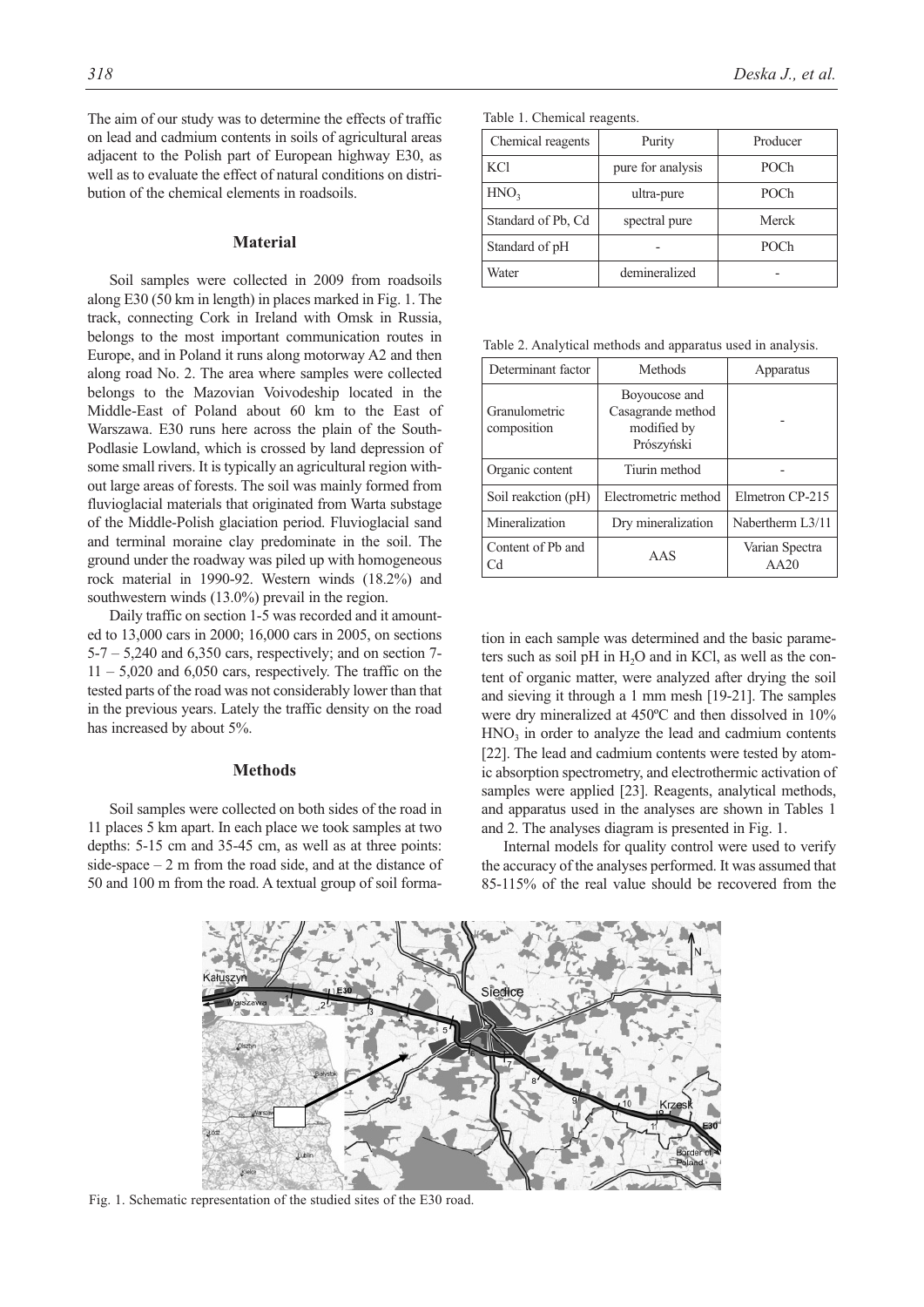The aim of our study was to determine the effects of traffic on lead and cadmium contents in soils of agricultural areas adjacent to the Polish part of European highway E30, as well as to evaluate the effect of natural conditions on distribution of the chemical elements in roadsoils.

## Material

Soil samples were collected in 2009 from roadsoils along E30 (50 km in length) in places marked in Fig. 1. The track, connecting Cork in Ireland with Omsk in Russia, belongs to the most important communication routes in Europe, and in Poland it runs along motorway A2 and then along road No. 2. The area where samples were collected belongs to the Mazovian Voivodeship located in the Middle-East of Poland about 60 km to the East of Warszawa. E30 runs here across the plain of the South-Podlasie Lowland, which is crossed by land depression of some small rivers. It is typically an agricultural region without large areas of forests. The soil was mainly formed from fluvioglacial materials that originated from Warta substage of the Middle-Polish glaciation period. Fluvioglacial sand and terminal moraine clay predominate in the soil. The ground under the roadway was piled up with homogeneous rock material in 1990-92. Western winds (18.2%) and southwestern winds (13.0%) prevail in the region.

Daily traffic on section 1-5 was recorded and it amounted to 13,000 cars in 2000; 16,000 cars in 2005, on sections 5-7 – 5,240 and 6,350 cars, respectively; and on section 7-11 – 5,020 and 6,050 cars, respectively. The traffic on the tested parts of the road was not considerably lower than that in the previous years. Lately the traffic density on the road has increased by about 5%.

## Methods

Soil samples were collected on both sides of the road in 11 places 5 km apart. In each place we took samples at two depths: 5-15 cm and 35-45 cm, as well as at three points: side-space – 2 m from the road side, and at the distance of 50 and 100 m from the road. A textual group of soil formation in each sample was determined and the basic parameters such as soil pH in $H_2O$ and in KCl, as well as the content of organic matter, were analyzed after drying the soil and sieving it through a 1 mm mesh [19-21]. The samples were dry mineralized at 450ºC and then dissolved in 10% $HNO_3$ in order to analyze the lead and cadmium contents [22]. The lead and cadmium contents were tested by atomic absorption spectrometry, and electrothermic activation of samples were applied [23]. Reagents, analytical methods, and apparatus used in the analyses are shown in Tables 1 and 2. The analyses diagram is presented in Fig. 1.

Internal models for quality control were used to verify the accuracy of the analyses performed. It was assumed that 85-115% of the real value should be recovered from the

Table 1. Chemical reagents.

| Chemical reagents | Purity | Producer |
|---|---|---|
| KCl | pure for analysis | POCh |
| $HNO_3$ | ultra-pure | POCh |
| Standard of Pb, Cd | spectral pure | Merck |
| Standard of pH | - | POCh |
| Water | demineralized | - |

Table 2. Analytical methods and apparatus used in analysis.

| Determinant factor | Methods | Apparatus |
|---|---|---|
| Granulometric composition | Boyoucose and Casagrande method modified by Prószyński | - |
| Organic content | Tiurin method | - |
| Soil reakction (pH) | Electrometric method | Elmetron CP-215 |
| Mineralization | Dry mineralization | Nabertherm L3/11 |
| Content of Pb and Cd | AAS | Varian Spectra AA20 |

Fig. 1. Schematic representation of the studied sites of the E30 road.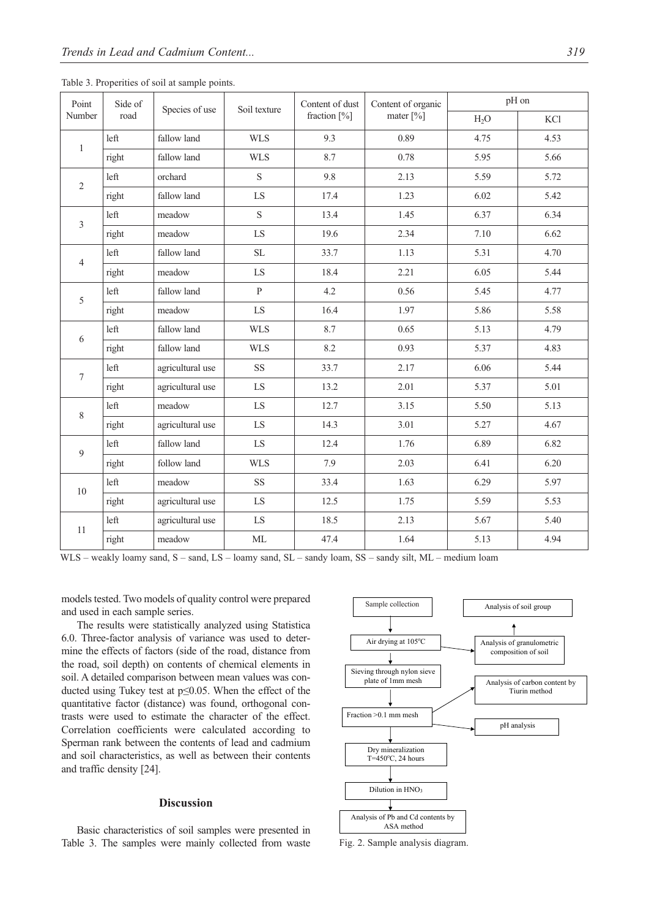Table 3. Properities of soil at sample points.

| Point Number | Side of road | Species of use | Soil texture | Content of dust fraction [%] | Content of organic mater [%] | pH on | |
|---|---|---|---|---|---|---|---|
| | | | | | | $H_2O$ | KCl |
| 1 | left | fallow land | WLS | 9.3 | 0.89 | 4.75 | 4.53 |
| | right | fallow land | WLS | 8.7 | 0.78 | 5.95 | 5.66 |
| 2 | left | orchard | S | 9.8 | 2.13 | 5.59 | 5.72 |
| | right | fallow land | LS | 17.4 | 1.23 | 6.02 | 5.42 |
| 3 | left | meadow | S | 13.4 | 1.45 | 6.37 | 6.34 |
| | right | meadow | LS | 19.6 | 2.34 | 7.10 | 6.62 |
| 4 | left | fallow land | SL | 33.7 | 1.13 | 5.31 | 4.70 |
| | right | meadow | LS | 18.4 | 2.21 | 6.05 | 5.44 |
| 5 | left | fallow land | P | 4.2 | 0.56 | 5.45 | 4.77 |
| | right | meadow | LS | 16.4 | 1.97 | 5.86 | 5.58 |
| 6 | left | fallow land | WLS | 8.7 | 0.65 | 5.13 | 4.79 |
| | right | fallow land | WLS | 8.2 | 0.93 | 5.37 | 4.83 |
| 7 | left | agricultural use | SS | 33.7 | 2.17 | 6.06 | 5.44 |
| | right | agricultural use | LS | 13.2 | 2.01 | 5.37 | 5.01 |
| 8 | left | meadow | LS | 12.7 | 3.15 | 5.50 | 5.13 |
| | right | agricultural use | LS | 14.3 | 3.01 | 5.27 | 4.67 |
| 9 | left | fallow land | LS | 12.4 | 1.76 | 6.89 | 6.82 |
| | right | follow land | WLS | 7.9 | 2.03 | 6.41 | 6.20 |
| 10 | left | meadow | SS | 33.4 | 1.63 | 6.29 | 5.97 |
| | right | agricultural use | LS | 12.5 | 1.75 | 5.59 | 5.53 |
| 11 | left | agricultural use | LS | 18.5 | 2.13 | 5.67 | 5.40 |
| | right | meadow | ML | 47.4 | 1.64 | 5.13 | 4.94 |

WLS – weakly loamy sand, S – sand, LS – loamy sand, SL – sandy loam, SS – sandy silt, ML – medium loam

models tested. Two models of quality control were prepared and used in each sample series.

The results were statistically analyzed using Statistica 6.0. Three-factor analysis of variance was used to determine the effects of factors (side of the road, distance from the road, soil depth) on contents of chemical elements in soil. A detailed comparison between mean values was conducted using Tukey test at $p \leq 0.05$. When the effect of the quantitative factor (distance) was found, orthogonal contrasts were used to estimate the character of the effect. Correlation coefficients were calculated according to Sperman rank between the contents of lead and cadmium and soil characteristics, as well as between their contents and traffic density [24].

## Discussion

Basic characteristics of soil samples were presented in Table 3. The samples were mainly collected from waste

Sample collection → Air drying at 105ºC → Sieving through nylon sieve plate of 1mm mesh → Fraction >0.1 mm mesh → Dry mineralization T=450ºC, 24 hours → Dilution in $HNO_3$ → Analysis of Pb and Cd contents by ASA method

Air drying at 105ºC → Analysis of granulometric composition of soil → Analysis of soil group

Fraction >0.1 mm mesh → Analysis of carbon content by Tiurin method; pH analysis

Fig. 2. Sample analysis diagram.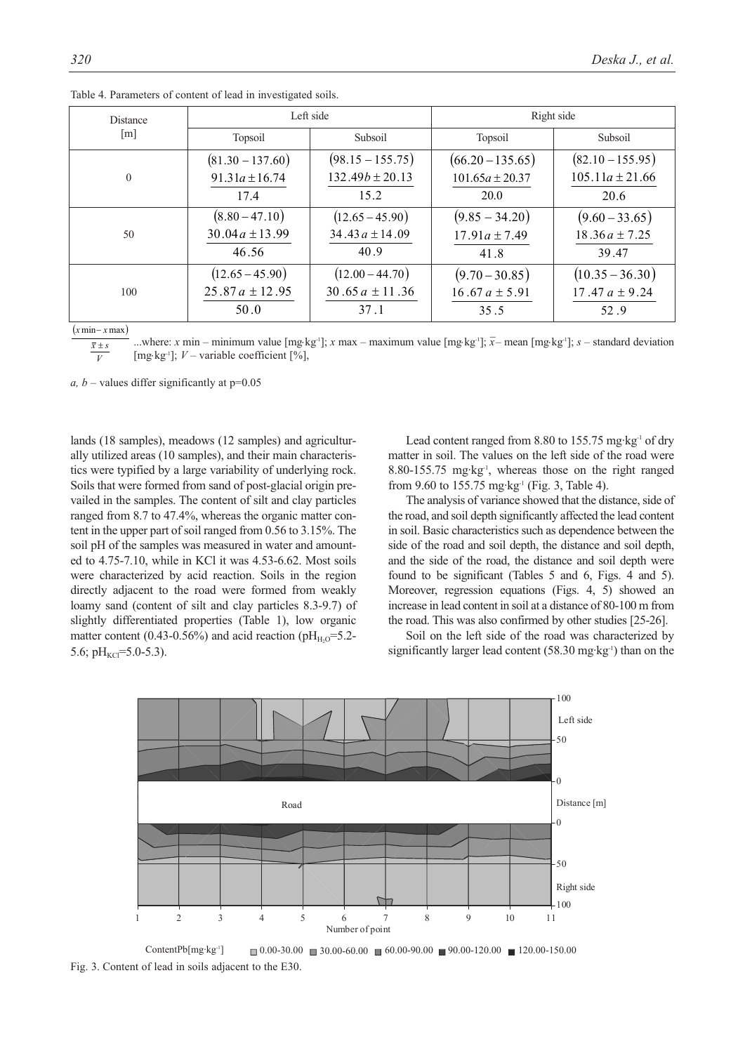Table 4. Parameters of content of lead in investigated soils.

| Distance [m] | Left side | | Right side | |
|---|---|---|---|---|
| | Topsoil | Subsoil | Topsoil | Subsoil |
| 0 | $(81.30-137.60)$ $91.31a \pm 16.74$ 17.4 | $(98.15-155.75)$ $132.49b \pm 20.13$ 15.2 | $(66.20-135.65)$ $101.65a \pm 20.37$ 20.0 | $(82.10-155.95)$ $105.11a \pm 21.66$ 20.6 |
| 50 | $(8.80-47.10)$ $30.04a \pm 13.99$ 46.56 | $(12.65-45.90)$ $34.43a \pm 14.09$ 40.9 | $(9.85-34.20)$ $17.91a \pm 7.49$ 41.8 | $(9.60-33.65)$ $18.36a \pm 7.25$ 39.47 |
| 100 | $(12.65-45.90)$ $25.87a \pm 12.95$ 50.0 | $(12.00-44.70)$ $30.65a \pm 11.36$ 37.1 | $(9.70-30.85)$ $16.67a \pm 5.91$ 35.5 | $(10.35-36.30)$ $17.47a \pm 9.24$ 52.9 |

$\frac{(x\,\text{min} - x\,\text{max})}{\frac{\bar{x} \pm s}{V}}$ ...where: $x$ min – minimum value [mg·kg$^{-1}$]; $x$ max – maximum value [mg·kg$^{-1}$]; $\bar{x}$ – mean [mg·kg$^{-1}$]; $s$ – standard deviation [mg·kg$^{-1}$]; $V$ – variable coefficient [%],

*a, b* – values differ significantly at p=0.05

lands (18 samples), meadows (12 samples) and agriculturally utilized areas (10 samples), and their main characteristics were typified by a large variability of underlying rock. Soils that were formed from sand of post-glacial origin prevailed in the samples. The content of silt and clay particles ranged from 8.7 to 47.4%, whereas the organic matter content in the upper part of soil ranged from 0.56 to 3.15%. The soil pH of the samples was measured in water and amounted to 4.75-7.10, while in KCl it was 4.53-6.62. Most soils were characterized by acid reaction. Soils in the region directly adjacent to the road were formed from weakly loamy sand (content of silt and clay particles 8.3-9.7) of slightly differentiated properties (Table 1), low organic matter content (0.43-0.56%) and acid reaction ($pH_{H_2O}$=5.2-5.6; $pH_{KCl}$=5.0-5.3).

Lead content ranged from 8.80 to 155.75 mg·kg$^{-1}$ of dry matter in soil. The values on the left side of the road were 8.80-155.75 mg·kg$^{-1}$, whereas those on the right ranged from 9.60 to 155.75 mg·kg$^{-1}$ (Fig. 3, Table 4).

The analysis of variance showed that the distance, side of the road, and soil depth significantly affected the lead content in soil. Basic characteristics such as dependence between the side of the road and soil depth, the distance and soil depth, and the side of the road, the distance and soil depth were found to be significant (Tables 5 and 6, Figs. 4 and 5). Moreover, regression equations (Figs. 4, 5) showed an increase in lead content in soil at a distance of 80-100 m from the road. This was also confirmed by other studies [25-26].

Soil on the left side of the road was characterized by significantly larger lead content (58.30 mg·kg$^{-1}$) than on the

Fig. 3. Content of lead in soils adjacent to the E30.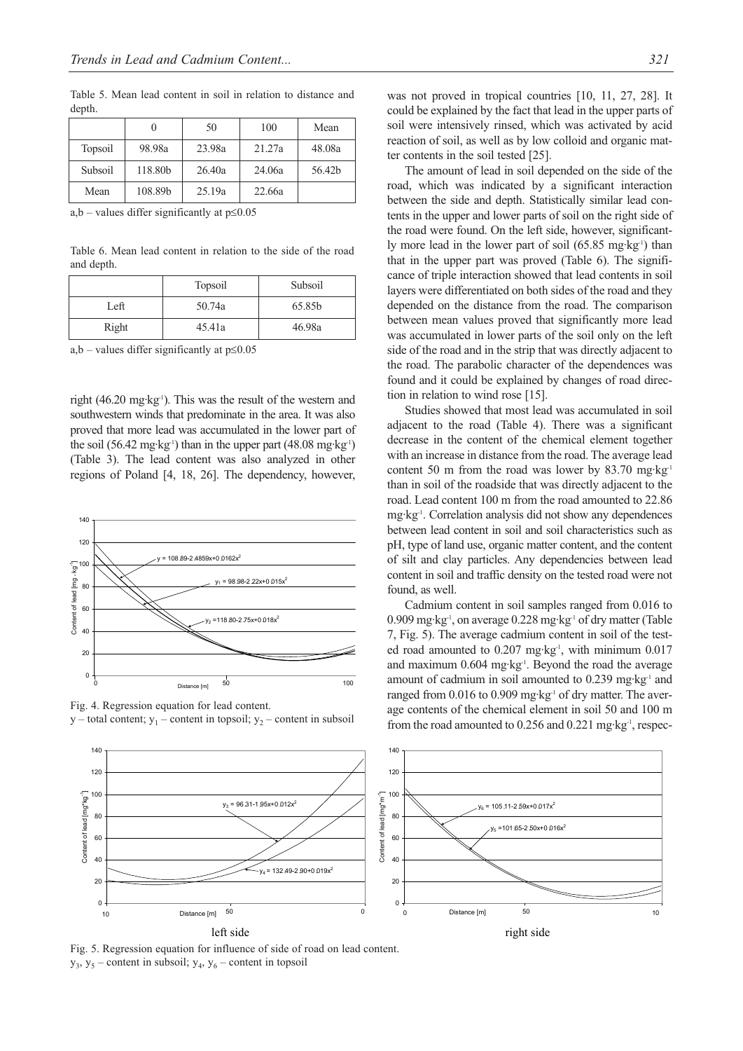Table 5. Mean lead content in soil in relation to distance and depth.

| | 0 | 50 | 100 | Mean |
|---|---|---|---|---|
| Topsoil | 98.98a | 23.98a | 21.27a | 48.08a |
| Subsoil | 118.80b | 26.40a | 24.06a | 56.42b |
| Mean | 108.89b | 25.19a | 22.66a | |

a,b – values differ significantly at p≤0.05

Table 6. Mean lead content in relation to the side of the road and depth.

| | Topsoil | Subsoil |
|---|---|---|
| Left | 50.74a | 65.85b |
| Right | 45.41a | 46.98a |

a,b – values differ significantly at p≤0.05

right (46.20 mg·kg$^{-1}$). This was the result of the western and southwestern winds that predominate in the area. It was also proved that more lead was accumulated in the lower part of the soil (56.42 mg·kg$^{-1}$) than in the upper part (48.08 mg·kg$^{-1}$) (Table 3). The lead content was also analyzed in other regions of Poland [4, 18, 26]. The dependency, however,

Fig. 4. Regression equation for lead content.
y – total content; $y_1$ – content in topsoil; $y_2$ – content in subsoil

Fig. 5. Regression equation for influence of side of road on lead content.
$y_3$, $y_5$ – content in subsoil; $y_4$, $y_6$ – content in topsoil

was not proved in tropical countries [10, 11, 27, 28]. It could be explained by the fact that lead in the upper parts of soil were intensively rinsed, which was activated by acid reaction of soil, as well as by low colloid and organic matter contents in the soil tested [25].

The amount of lead in soil depended on the side of the road, which was indicated by a significant interaction between the side and depth. Statistically similar lead contents in the upper and lower parts of soil on the right side of the road were found. On the left side, however, significantly more lead in the lower part of soil (65.85 mg·kg$^{-1}$) than that in the upper part was proved (Table 6). The significance of triple interaction showed that lead contents in soil layers were differentiated on both sides of the road and they depended on the distance from the road. The comparison between mean values proved that significantly more lead was accumulated in lower parts of the soil only on the left side of the road and in the strip that was directly adjacent to the road. The parabolic character of the dependences was found and it could be explained by changes of road direction in relation to wind rose [15].

Studies showed that most lead was accumulated in soil adjacent to the road (Table 4). There was a significant decrease in the content of the chemical element together with an increase in distance from the road. The average lead content 50 m from the road was lower by 83.70 mg·kg$^{-1}$ than in soil of the roadside that was directly adjacent to the road. Lead content 100 m from the road amounted to 22.86 mg·kg$^{-1}$. Correlation analysis did not show any dependences between lead content in soil and soil characteristics such as pH, type of land use, organic matter content, and the content of silt and clay particles. Any dependencies between lead content in soil and traffic density on the tested road were not found, as well.

Cadmium content in soil samples ranged from 0.016 to 0.909 mg·kg$^{-1}$, on average 0.228 mg·kg$^{-1}$ of dry matter (Table 7, Fig. 5). The average cadmium content in soil of the tested road amounted to 0.207 mg·kg$^{-1}$, with minimum 0.017 and maximum 0.604 mg·kg$^{-1}$. Beyond the road the average amount of cadmium in soil amounted to 0.239 mg·kg$^{-1}$ and ranged from 0.016 to 0.909 mg·kg$^{-1}$ of dry matter. The average contents of the chemical element in soil 50 and 100 m from the road amounted to 0.256 and 0.221 mg·kg$^{-1}$, respec-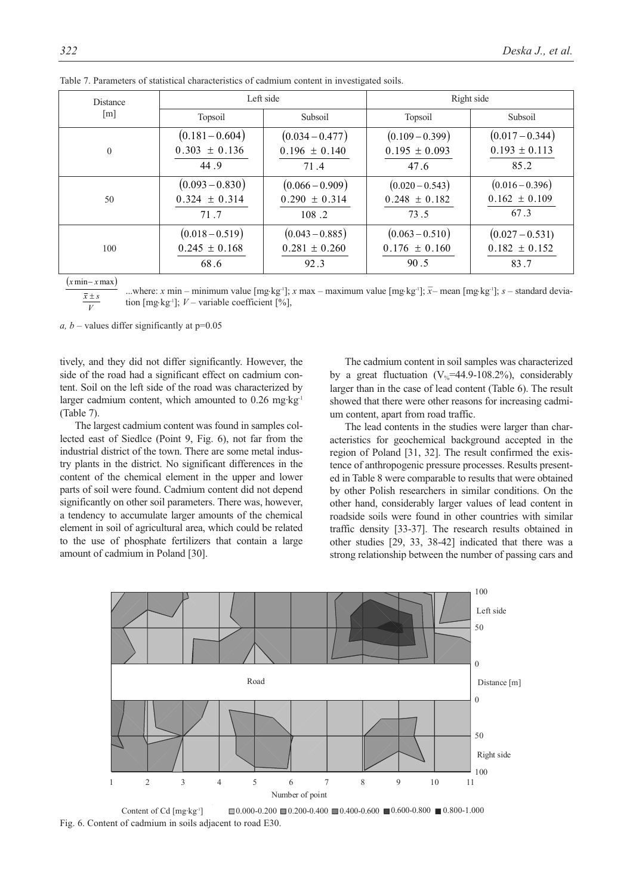Table 7. Parameters of statistical characteristics of cadmium content in investigated soils.

| Distance [m] | Left side | | Right side | |
|---|---|---|---|---|
| | Topsoil | Subsoil | Topsoil | Subsoil |
| 0 | $\frac{(0.181-0.604)}{0.303 \pm 0.136}$ 44.9 | $\frac{(0.034-0.477)}{0.196 \pm 0.140}$ 71.4 | $\frac{(0.109-0.399)}{0.195 \pm 0.093}$ 47.6 | $\frac{(0.017-0.344)}{0.193 \pm 0.113}$ 85.2 |
| 50 | $\frac{(0.093-0.830)}{0.324 \pm 0.314}$ 71.7 | $\frac{(0.066-0.909)}{0.290 \pm 0.314}$ 108.2 | $\frac{(0.020-0.543)}{0.248 \pm 0.182}$ 73.5 | $\frac{(0.016-0.396)}{0.162 \pm 0.109}$ 67.3 |
| 100 | $\frac{(0.018-0.519)}{0.245 \pm 0.168}$ 68.6 | $\frac{(0.043-0.885)}{0.281 \pm 0.260}$ 92.3 | $\frac{(0.063-0.510)}{0.176 \pm 0.160}$ 90.5 | $\frac{(0.027-0.531)}{0.182 \pm 0.152}$ 83.7 |

$\frac{(x\,\text{min} - x\,\text{max})}{\frac{\bar{x} \pm s}{V}}$ ...where: $x$ min – minimum value [mg·kg$^{-1}$]; $x$ max – maximum value [mg·kg$^{-1}$]; $\bar{x}$ – mean [mg·kg$^{-1}$]; $s$ – standard deviation [mg·kg$^{-1}$]; $V$ – variable coefficient [%],

*a, b* – values differ significantly at p=0.05

tively, and they did not differ significantly. However, the side of the road had a significant effect on cadmium content. Soil on the left side of the road was characterized by larger cadmium content, which amounted to 0.26 mg·kg$^{-1}$ (Table 7).

The largest cadmium content was found in samples collected east of Siedlce (Point 9, Fig. 6), not far from the industrial district of the town. There are some metal industry plants in the district. No significant differences in the content of the chemical element in the upper and lower parts of soil were found. Cadmium content did not depend significantly on other soil parameters. There was, however, a tendency to accumulate larger amounts of the chemical element in soil of agricultural area, which could be related to the use of phosphate fertilizers that contain a large amount of cadmium in Poland [30].

The cadmium content in soil samples was characterized by a great fluctuation ($V_{\%}$=44.9-108.2%), considerably larger than in the case of lead content (Table 6). The result showed that there were other reasons for increasing cadmium content, apart from road traffic.

The lead contents in the studies were larger than characteristics for geochemical background accepted in the region of Poland [31, 32]. The result confirmed the existence of anthropogenic pressure processes. Results presented in Table 8 were comparable to results that were obtained by other Polish researchers in similar conditions. On the other hand, considerably larger values of lead content in roadside soils were found in other countries with similar traffic density [33-37]. The research results obtained in other studies [29, 33, 38-42] indicated that there was a strong relationship between the number of passing cars and

Content of Cd [mg·kg$^{-1}$] 0.000-0.200 0.200-0.400 0.400-0.600 0.600-0.800 0.800-1.000

Fig. 6. Content of cadmium in soils adjacent to road E30.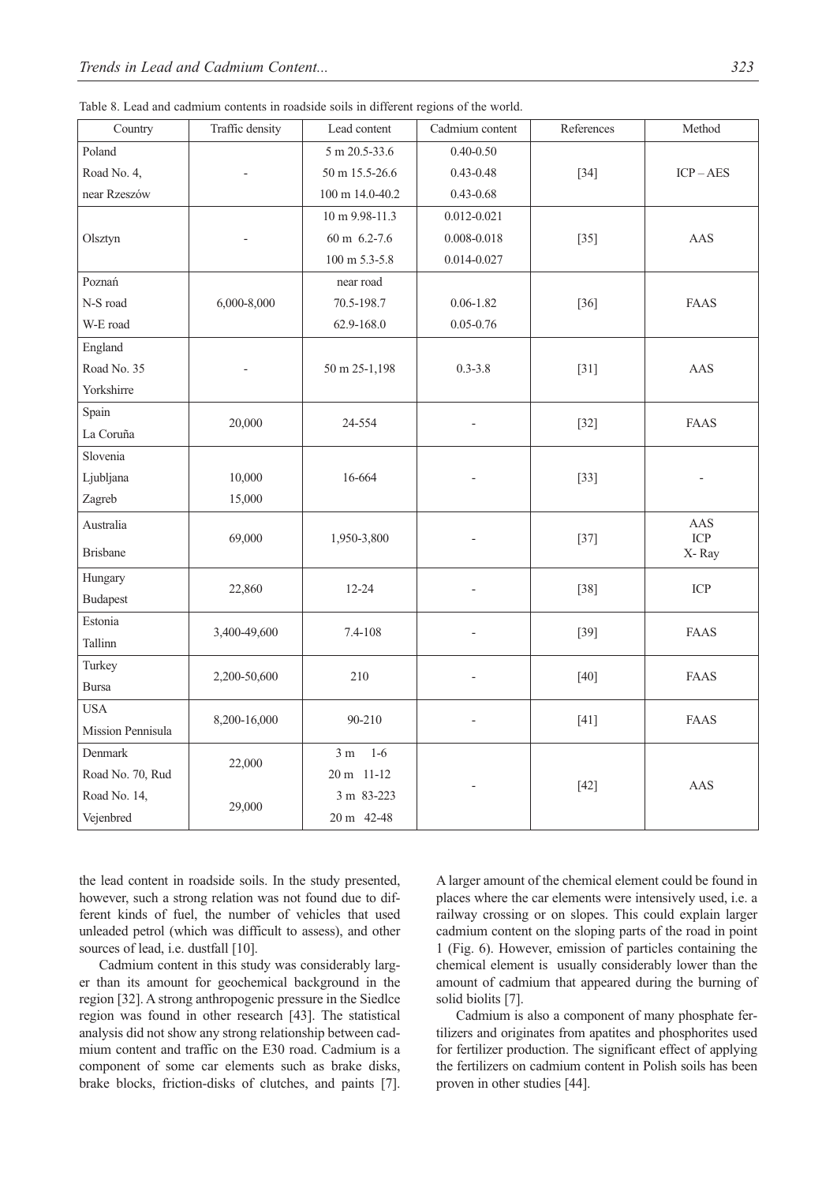Table 8. Lead and cadmium contents in roadside soils in different regions of the world.

| Country | Traffic density | Lead content | Cadmium content | References | Method |
|---|---|---|---|---|---|
| Poland<br>Road No. 4,<br>near Rzeszów | - | 5 m 20.5-33.6<br>50 m 15.5-26.6<br>100 m 14.0-40.2 | 0.40-0.50<br>0.43-0.48<br>0.43-0.68 | [34] | ICP – AES |
| Olsztyn | - | 10 m 9.98-11.3<br>60 m 6.2-7.6<br>100 m 5.3-5.8 | 0.012-0.021<br>0.008-0.018<br>0.014-0.027 | [35] | AAS |
| Poznań<br>N-S road<br>W-E road | 6,000-8,000 | near road<br>70.5-198.7<br>62.9-168.0 | <br>0.06-1.82<br>0.05-0.76 | [36] | FAAS |
| England<br>Road No. 35<br>Yorkshirre | - | 50 m 25-1,198 | 0.3-3.8 | [31] | AAS |
| Spain<br>La Coruña | 20,000 | 24-554 | - | [32] | FAAS |
| Slovenia<br>Ljubljana<br>Zagreb | <br>10,000<br>15,000 | 16-664 | - | [33] | - |
| Australia<br>Brisbane | 69,000 | 1,950-3,800 | - | [37] | AAS<br>ICP<br>X- Ray |
| Hungary<br>Budapest | 22,860 | 12-24 | - | [38] | ICP |
| Estonia<br>Tallinn | 3,400-49,600 | 7.4-108 | - | [39] | FAAS |
| Turkey<br>Bursa | 2,200-50,600 | 210 | - | [40] | FAAS |
| USA<br>Mission Pennisula | 8,200-16,000 | 90-210 | - | [41] | FAAS |
| Denmark<br>Road No. 70, Rud | 22,000 | 3 m 1-6<br>20 m 11-12 | - | [42] | AAS |
| Road No. 14,<br>Vejenbred | 29,000 | 3 m 83-223<br>20 m 42-48 | | | |

the lead content in roadside soils. In the study presented, however, such a strong relation was not found due to different kinds of fuel, the number of vehicles that used unleaded petrol (which was difficult to assess), and other sources of lead, i.e. dustfall [10].

Cadmium content in this study was considerably larger than its amount for geochemical background in the region [32]. A strong anthropogenic pressure in the Siedlce region was found in other research [43]. The statistical analysis did not show any strong relationship between cadmium content and traffic on the E30 road. Cadmium is a component of some car elements such as brake disks, brake blocks, friction-disks of clutches, and paints [7]. A larger amount of the chemical element could be found in places where the car elements were intensively used, i.e. a railway crossing or on slopes. This could explain larger cadmium content on the sloping parts of the road in point 1 (Fig. 6). However, emission of particles containing the chemical element is usually considerably lower than the amount of cadmium that appeared during the burning of solid biolits [7].

Cadmium is also a component of many phosphate fertilizers and originates from apatites and phosphorites used for fertilizer production. The significant effect of applying the fertilizers on cadmium content in Polish soils has been proven in other studies [44].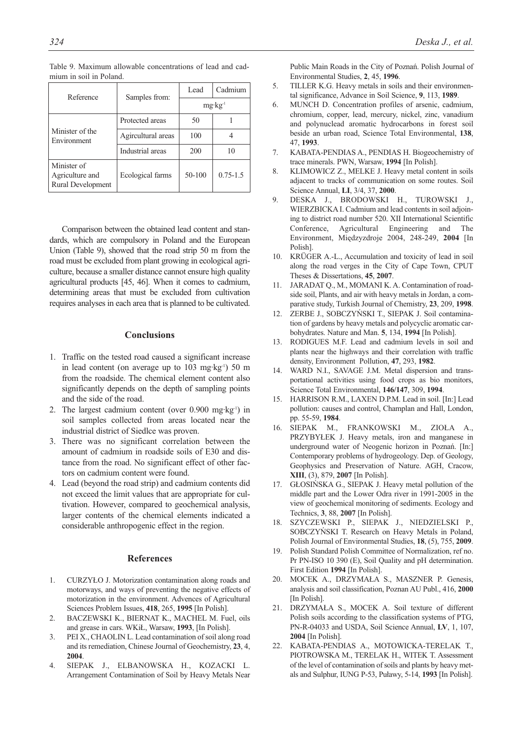Table 9. Maximum allowable concentrations of lead and cadmium in soil in Poland.

| Reference | Samples from: | Lead | Cadmium |
|---|---|---|---|
| | | $mg\cdot kg^{-1}$ | |
| Minister of the Environment | Protected areas | 50 | 1 |
| | Agircultural areas | 100 | 4 |
| | Industrial areas | 200 | 10 |
| Minister of Agriculture and Rural Development | Ecological farms | 50-100 | 0.75-1.5 |

Comparison between the obtained lead content and standards, which are compulsory in Poland and the European Union (Table 9), showed that the road strip 50 m from the road must be excluded from plant growing in ecological agriculture, because a smaller distance cannot ensure high quality agricultural products [45, 46]. When it comes to cadmium, determining areas that must be excluded from cultivation requires analyses in each area that is planned to be cultivated.

## Conclusions

1. Traffic on the tested road caused a significant increase in lead content (on average up to 103 $mg\cdot kg^{-1}$) 50 m from the roadside. The chemical element content also significantly depends on the depth of sampling points and the side of the road.
2. The largest cadmium content (over 0.900 $mg\cdot kg^{-1}$) in soil samples collected from areas located near the industrial district of Siedlce was proven.
3. There was no significant correlation between the amount of cadmium in roadside soils of E30 and distance from the road. No significant effect of other factors on cadmium content were found.
4. Lead (beyond the road strip) and cadmium contents did not exceed the limit values that are appropriate for cultivation. However, compared to geochemical analysis, larger contents of the chemical elements indicated a considerable anthropogenic effect in the region.

## References

1. CURZYŁO J. Motorization contamination along roads and motorways, and ways of preventing the negative effects of motorization in the environment. Advences of Agricultural Sciences Problem Issues, **418**, 265, **1995** [In Polish].
2. BACZEWSKI K., BIERNAT K., MACHEL M. Fuel, oils and grease in cars. WKiŁ, Warsaw, **1993**, [In Polish].
3. PEI X., CHAOLIN L. Lead contamination of soil along road and its remediation, Chinese Journal of Geochemistry, **23**, 4, **2004**.
4. SIEPAK J., ELBANOWSKA H., KOZACKI L. Arrangement Contamination of Soil by Heavy Metals Near Public Main Roads in the City of Poznań. Polish Journal of Environmental Studies, **2**, 45, **1996**.
5. TILLER K.G. Heavy metals in soils and their environmental significance, Advance in Soil Science, **9**, 113, **1989**.
6. MUNCH D. Concentration profiles of arsenic, cadmium, chromium, copper, lead, mercury, nickel, zinc, vanadium and polynuclead aromatic hydrocarbons in forest soil beside an urban road, Science Total Environmental, **138**, 47, **1993**.
7. KABATA-PENDIAS A., PENDIAS H. Biogeochemistry of trace minerals. PWN, Warsaw, **1994** [In Polish].
8. KLIMOWICZ Z., MELKE J. Heavy metal content in soils adjacent to tracks of communication on some routes. Soil Science Annual, **LI**, 3/4, 37, **2000**.
9. DESKA J., BRODOWSKI H., TUROWSKI J., WIERZBICKA I. Cadmium and lead contents in soil adjoining to district road number 520. XII International Scientific Conference, Agricultural Engineering and The Environment, Międzyzdroje 2004, 248-249, **2004** [In Polish].
10. KRÜGER A.-L., Accumulation and toxicity of lead in soil along the road verges in the City of Cape Town, CPUT Theses & Dissertations, **45**, **2007**.
11. JARADAT Q., M., MOMANI K. A. Contamination of roadside soil, Plants, and air with heavy metals in Jordan, a comparative study, Turkish Journal of Chemistry, **23**, 209, **1998**.
12. ZERBE J., SOBCZYŃSKI T., SIEPAK J. Soil contamination of gardens by heavy metals and polycyclic aromatic carbohydrates. Nature and Man. **5**, 134, **1994** [In Polish].
13. RODIGUES M.F. Lead and cadmium levels in soil and plants near the highways and their correlation with traffic density, Environment Pollution, **47**, 293, **1982**.
14. WARD N.I., SAVAGE J.M. Metal dispersion and transportational activities using food crops as bio monitors, Science Total Environmental, **146/147**, 309, **1994**.
15. HARRISON R.M., LAXEN D.P.M. Lead in soil. [In:] Lead pollution: causes and control, Champlan and Hall, London, pp. 55-59, **1984**.
16. SIEPAK M., FRANKOWSKI M., ZIOŁA A., PRZYBYŁEK J. Heavy metals, iron and manganese in underground water of Neogenic horizon in Poznań. [In:] Contemporary problems of hydrogeology. Dep. of Geology, Geophysics and Preservation of Nature. AGH, Cracow, **XIII**, (3), 879, **2007** [In Polish].
17. GŁOSIŃSKA G., SIEPAK J. Heavy metal pollution of the middle part and the Lower Odra river in 1991-2005 in the view of geochemical monitoring of sediments. Ecology and Technics, **3**, 88, **2007** [In Polish].
18. SZYCZEWSKI P., SIEPAK J., NIEDZIELSKI P., SOBCZYŃSKI T. Research on Heavy Metals in Poland, Polish Journal of Environmental Studies, **18**, (5), 755, **2009**.
19. Polish Standard Polish Committee of Normalization, ref no. Pr PN-ISO 10 390 (E), Soil Quality and pH determination. First Edition **1994** [In Polish].
20. MOCEK A., DRZYMAŁA S., MASZNER P. Genesis, analysis and soil classification, Poznan AU Publ., 416, **2000** [In Polish].
21. DRZYMAŁA S., MOCEK A. Soil texture of different Polish soils according to the classification systems of PTG, PN-R-04033 and USDA, Soil Science Annual, **LV**, 1, 107, **2004** [In Polish].
22. KABATA-PENDIAS A., MOTOWICKA-TERELAK T., PIOTROWSKA M., TERELAK H., WITEK T. Assessment of the level of contamination of soils and plants by heavy metals and Sulphur, IUNG P-53, Puławy, 5-14, **1993** [In Polish].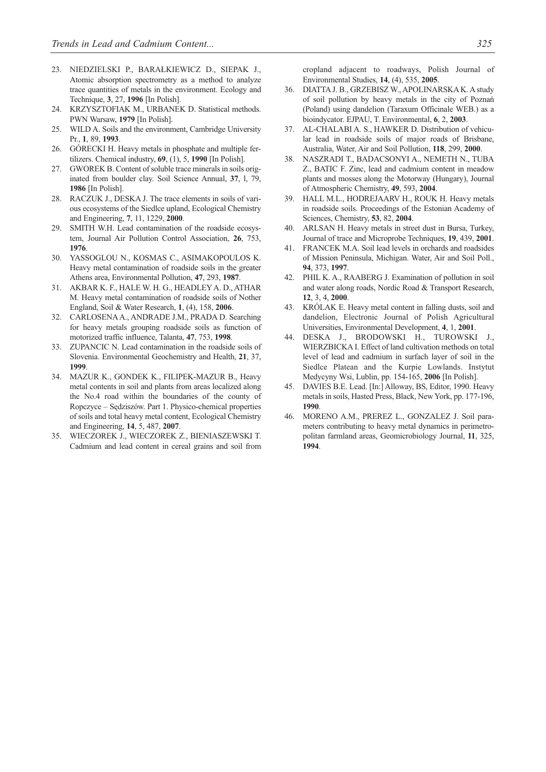23. NIEDZIELSKI P., BARAŁKIEWICZ D., SIEPAK J., Atomic absorption spectrometry as a method to analyze trace quantities of metals in the environment. Ecology and Technique, **3**, 27, **1996** [In Polish].
24. KRZYSZTOFIAK M., URBANEK D. Statistical methods. PWN Warsaw, **1979** [In Polish].
25. WILD A. Soils and the environment, Cambridge University Pr., **1**, 89, **1993**.
26. GÓRECKI H. Heavy metals in phosphate and multiple fertilizers. Chemical industry, **69**, (1), 5, **1990** [In Polish].
27. GWOREK B. Content of soluble trace minerals in soils originated from boulder clay. Soil Science Annual, **37**, l, 79, **1986** [In Polish].
28. RACZUK J., DESKA J. The trace elements in soils of various ecosystems of the Siedlce upland, Ecological Chemistry and Engineering, **7**, 11, 1229, **2000**.
29. SMITH W.H. Lead contamination of the roadside ecosystem, Journal Air Pollution Control Association, **26**, 753, **1976**.
30. YASSOGLOU N., KOSMAS C., ASIMAKOPOULOS K. Heavy metal contamination of roadside soils in the greater Athens area, Environmental Pollution, **47**, 293, **1987**.
31. AKBAR K. F., HALE W. H. G., HEADLEY A. D., ATHAR M. Heavy metal contamination of roadside soils of Nother England, Soil & Water Research, **1**, (4), 158, **2006**.
32. CARLOSENA A., ANDRADE J.M., PRADA D. Searching for heavy metals grouping roadside soils as function of motorized traffic influence, Talanta, **47**, 753, **1998**.
33. ZUPANCIC N. Lead contamination in the roadside soils of Slovenia. Environmental Geochemistry and Health, **21**, 37, **1999**.
34. MAZUR K., GONDEK K., FILIPEK-MAZUR B., Heavy metal contents in soil and plants from areas localized along the No.4 road within the boundaries of the county of Ropczyce – Sędziszów. Part 1. Physico-chemical properties of soils and total heavy metal content, Ecological Chemistry and Engineering, **14**, 5, 487, **2007**.
35. WIECZOREK J., WIECZOREK Z., BIENIASZEWSKI T. Cadmium and lead content in cereal grains and soil from cropland adjacent to roadways, Polish Journal of Environmental Studies, **14**, (4), 535, **2005**.
36. DIATTA J. B., GRZEBISZ W., APOLINARSKA K. A study of soil pollution by heavy metals in the city of Poznań (Poland) using dandelion (Taraxum Officinale WEB.) as a bioindycator. EJPAU, T. Environmental, **6**, 2, **2003**.
37. AL-CHALABI A. S., HAWKER D. Distribution of vehicular lead in roadside soils of major roads of Brisbane, Australia, Water, Air and Soil Pollution, **118**, 299, **2000**.
38. NASZRADI T., BADACSONYI A., NEMETH N., TUBA Z., BATIC F. Zinc, lead and cadmium content in meadow plants and mosses along the Motorway (Hungary), Journal of Atmospheric Chemistry, **49**, 593, **2004**.
39. HALL M.L., HODREJAARV H., ROUK H. Heavy metals in roadside soils. Proceedings of the Estonian Academy of Sciences, Chemistry, **53**, 82, **2004**.
40. ARLSAN H. Heavy metals in street dust in Bursa, Turkey, Journal of trace and Microprobe Techniques, **19**, 439, **2001**.
41. FRANCEK M.A. Soil lead levels in orchards and roadsides of Mission Peninsula, Michigan. Water, Air and Soil Poll., **94**, 373, **1997**.
42. PHIL K. A., RAABERG J. Examination of pollution in soil and water along roads, Nordic Road & Transport Research, **12**, 3, 4, **2000**.
43. KRÓLAK E. Heavy metal content in falling dusts, soil and dandelion, Electronic Journal of Polish Agricultural Universities, Environmental Development, **4**, 1, **2001**.
44. DESKA J., BRODOWSKI H., TUROWSKI J., WIERZBICKA I. Effect of land cultivation methods on total level of lead and cadmium in surfach layer of soil in the Siedlce Platean and the Kurpie Lowlands. Instytut Medycyny Wsi, Lublin, pp. 154-165, **2006** [In Polish].
45. DAVIES B.E. Lead. [In:] Alloway, BS, Editor, 1990. Heavy metals in soils, Hasted Press, Black, New York, pp. 177-196, **1990**.
46. MORENO A.M., PREREZ L., GONZALEZ J. Soil parameters contributing to heavy metal dynamics in perimetropolitan farmland areas, Geomicrobiology Journal, **11**, 325, **1994**.